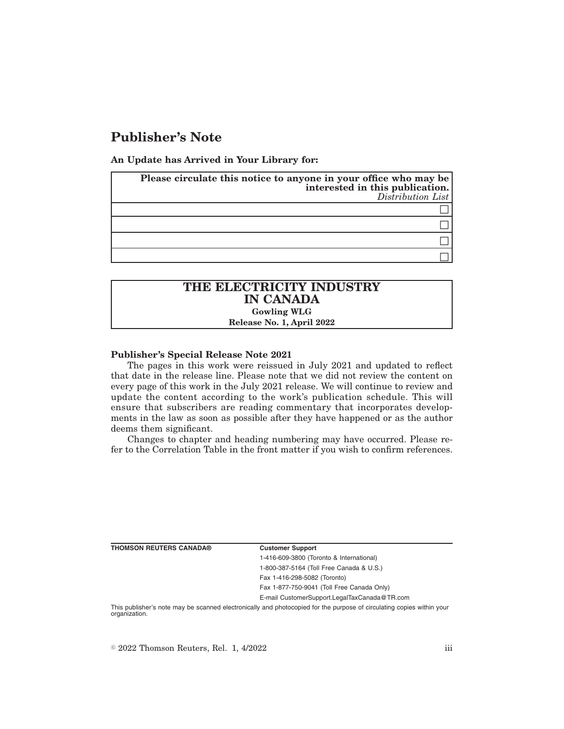# Publisher's Note

**An Update has Arrived in Your Library for:**

| **Please circulate this notice to anyone in your office who may be interested in this publication.** *Distribution List* |
| --- |
| ☐ |
| ☐ |
| ☐ |
| ☐ |

| **THE ELECTRICITY INDUSTRY IN CANADA** **Gowling WLG** **Release No. 1, April 2022** |
| --- |

**Publisher's Special Release Note 2021**

The pages in this work were reissued in July 2021 and updated to reflect that date in the release line. Please note that we did not review the content on every page of this work in the July 2021 release. We will continue to review and update the content according to the work's publication schedule. This will ensure that subscribers are reading commentary that incorporates developments in the law as soon as possible after they have happened or as the author deems them significant.

Changes to chapter and heading numbering may have occurred. Please refer to the Correlation Table in the front matter if you wish to confirm references.

**THOMSON REUTERS CANADA®**

**Customer Support**

1-416-609-3800 (Toronto & International)

1-800-387-5164 (Toll Free Canada & U.S.)

Fax 1-416-298-5082 (Toronto)

Fax 1-877-750-9041 (Toll Free Canada Only)

E-mail CustomerSupport.LegalTaxCanada@TR.com

This publisher's note may be scanned electronically and photocopied for the purpose of circulating copies within your organization.

© 2022 Thomson Reuters, Rel. 1, 4/2022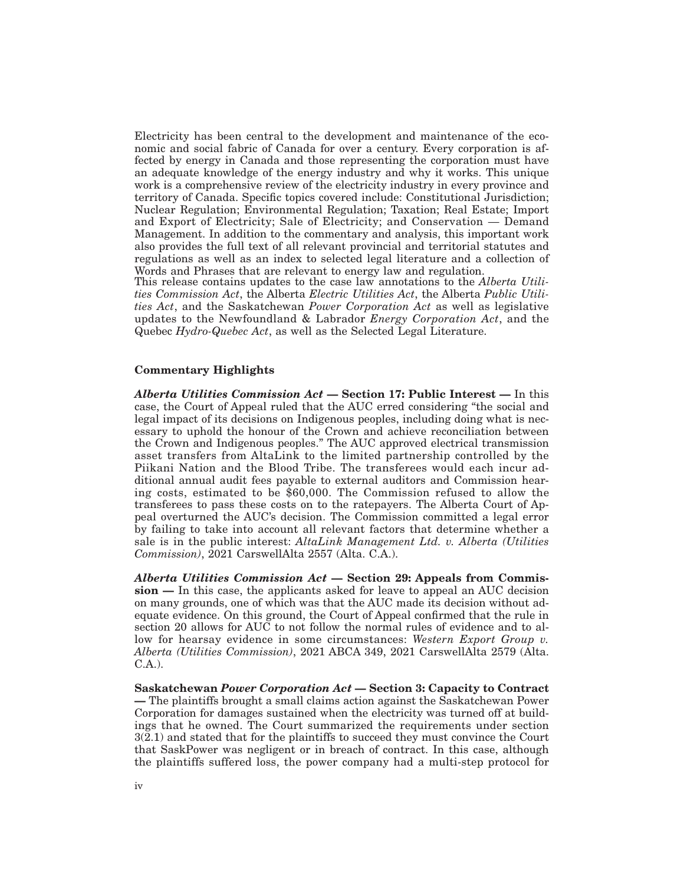Electricity has been central to the development and maintenance of the economic and social fabric of Canada for over a century. Every corporation is affected by energy in Canada and those representing the corporation must have an adequate knowledge of the energy industry and why it works. This unique work is a comprehensive review of the electricity industry in every province and territory of Canada. Specific topics covered include: Constitutional Jurisdiction; Nuclear Regulation; Environmental Regulation; Taxation; Real Estate; Import and Export of Electricity; Sale of Electricity; and Conservation — Demand Management. In addition to the commentary and analysis, this important work also provides the full text of all relevant provincial and territorial statutes and regulations as well as an index to selected legal literature and a collection of Words and Phrases that are relevant to energy law and regulation.

This release contains updates to the case law annotations to the *Alberta Utilities Commission Act*, the Alberta *Electric Utilities Act*, the Alberta *Public Utilities Act*, and the Saskatchewan *Power Corporation Act* as well as legislative updates to the Newfoundland & Labrador *Energy Corporation Act*, and the Quebec *Hydro-Quebec Act*, as well as the Selected Legal Literature.

### Commentary Highlights

***Alberta Utilities Commission Act* — Section 17: Public Interest —** In this case, the Court of Appeal ruled that the AUC erred considering "the social and legal impact of its decisions on Indigenous peoples, including doing what is necessary to uphold the honour of the Crown and achieve reconciliation between the Crown and Indigenous peoples." The AUC approved electrical transmission asset transfers from AltaLink to the limited partnership controlled by the Piikani Nation and the Blood Tribe. The transferees would each incur additional annual audit fees payable to external auditors and Commission hearing costs, estimated to be $60,000. The Commission refused to allow the transferees to pass these costs on to the ratepayers. The Alberta Court of Appeal overturned the AUC's decision. The Commission committed a legal error by failing to take into account all relevant factors that determine whether a sale is in the public interest: *AltaLink Management Ltd. v. Alberta (Utilities Commission)*, 2021 CarswellAlta 2557 (Alta. C.A.).

***Alberta Utilities Commission Act* — Section 29: Appeals from Commission —** In this case, the applicants asked for leave to appeal an AUC decision on many grounds, one of which was that the AUC made its decision without adequate evidence. On this ground, the Court of Appeal confirmed that the rule in section 20 allows for AUC to not follow the normal rules of evidence and to allow for hearsay evidence in some circumstances: *Western Export Group v. Alberta (Utilities Commission)*, 2021 ABCA 349, 2021 CarswellAlta 2579 (Alta. C.A.).

**Saskatchewan *Power Corporation Act* — Section 3: Capacity to Contract —** The plaintiffs brought a small claims action against the Saskatchewan Power Corporation for damages sustained when the electricity was turned off at buildings that he owned. The Court summarized the requirements under section 3(2.1) and stated that for the plaintiffs to succeed they must convince the Court that SaskPower was negligent or in breach of contract. In this case, although the plaintiffs suffered loss, the power company had a multi-step protocol for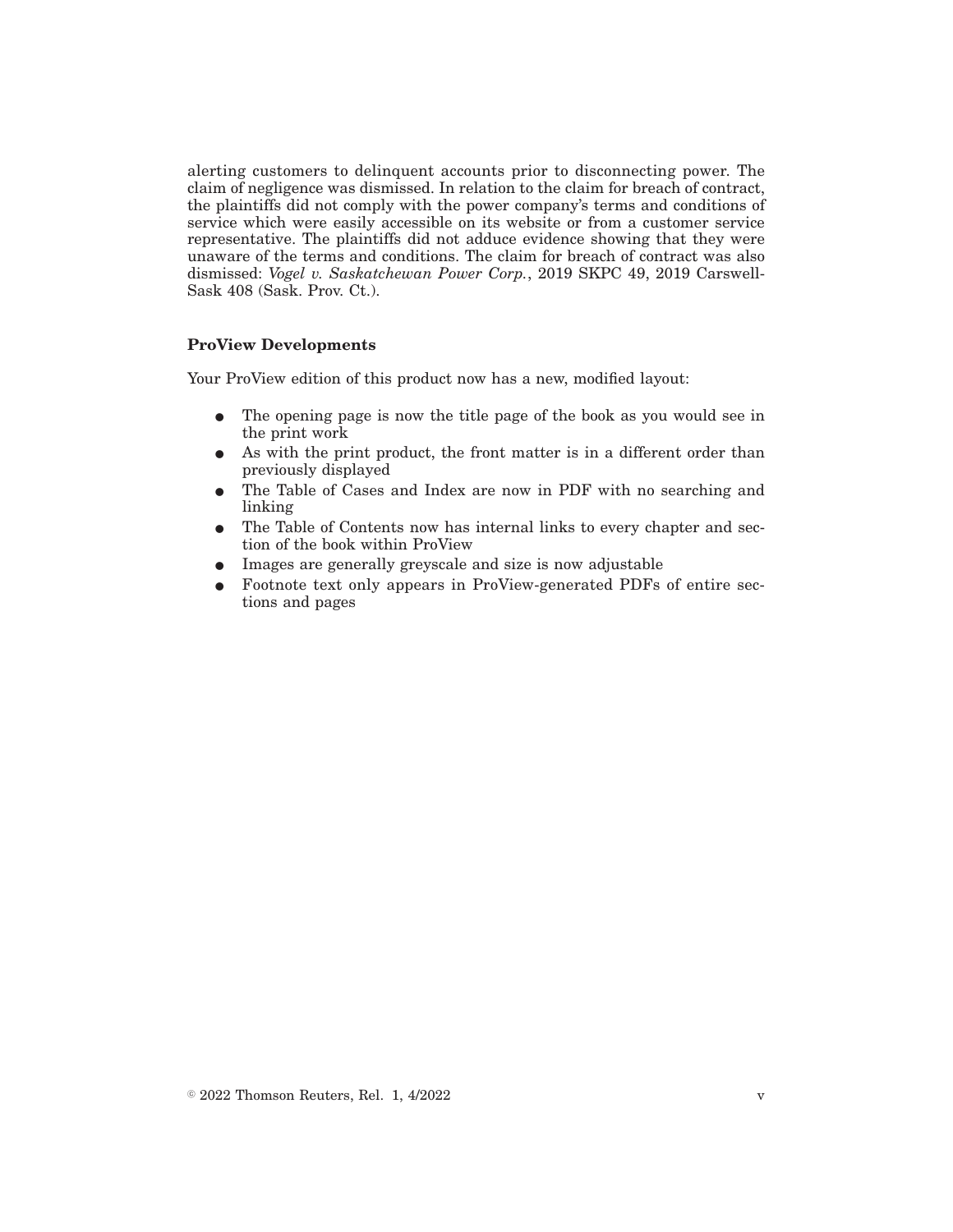alerting customers to delinquent accounts prior to disconnecting power. The claim of negligence was dismissed. In relation to the claim for breach of contract, the plaintiffs did not comply with the power company's terms and conditions of service which were easily accessible on its website or from a customer service representative. The plaintiffs did not adduce evidence showing that they were unaware of the terms and conditions. The claim for breach of contract was also dismissed: *Vogel v. Saskatchewan Power Corp.*, 2019 SKPC 49, 2019 Carswell-Sask 408 (Sask. Prov. Ct.).

**ProView Developments**

Your ProView edition of this product now has a new, modified layout:

- The opening page is now the title page of the book as you would see in the print work
- As with the print product, the front matter is in a different order than previously displayed
- The Table of Cases and Index are now in PDF with no searching and linking
- The Table of Contents now has internal links to every chapter and section of the book within ProView
- Images are generally greyscale and size is now adjustable
- Footnote text only appears in ProView-generated PDFs of entire sections and pages